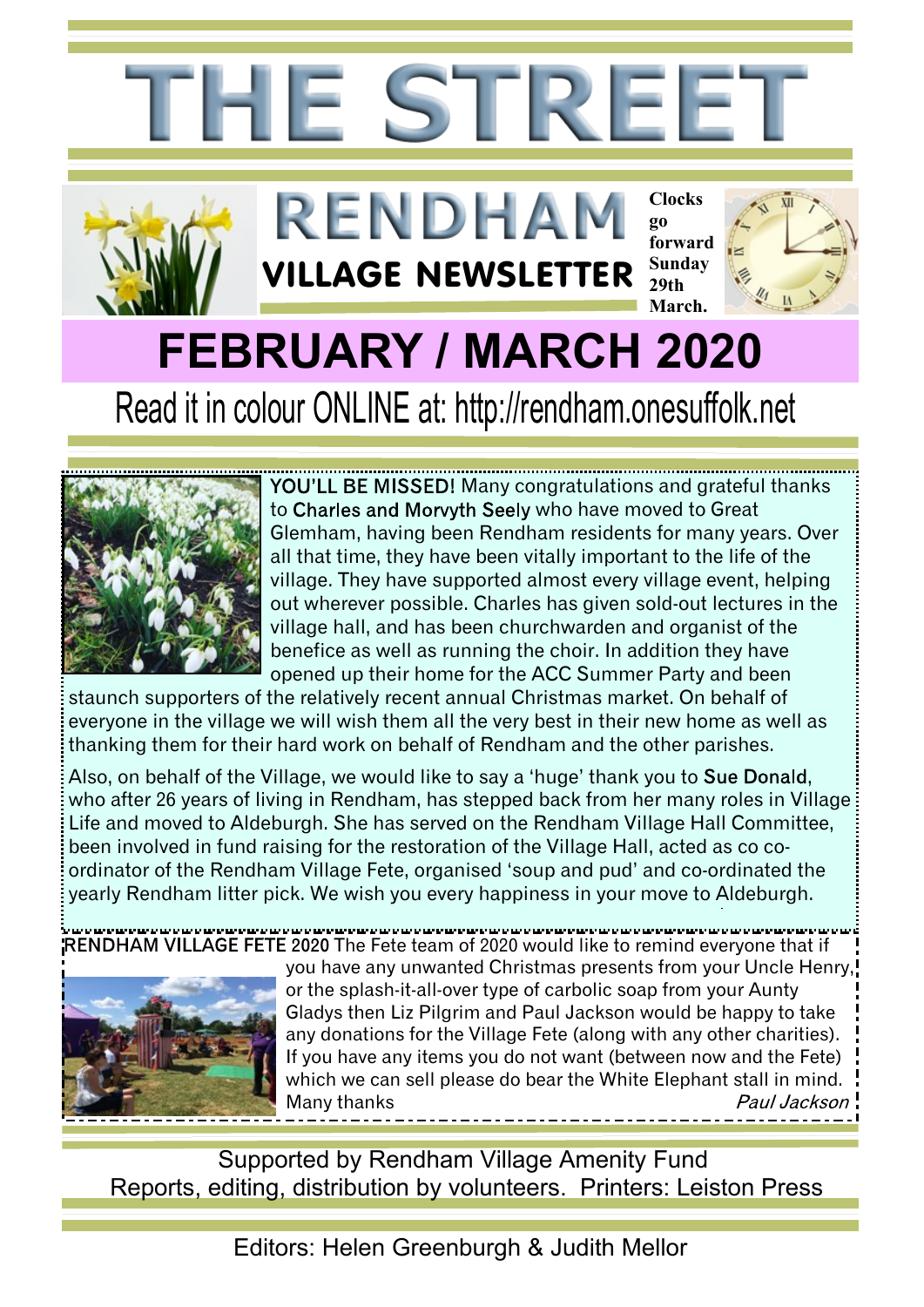# THE STREET

## RENDHAM

### VILLAGE NEWSLETTER

**Clocks go forward Sunday 29th March.**

# FEBRUARY / MARCH 2020

Read it in colour ONLINE at: http://rendham.onesuffolk.net

**YOU'LL BE MISSED!** Many congratulations and grateful thanks to **Charles and Morvyth Seely** who have moved to Great Glemham, having been Rendham residents for many years. Over all that time, they have been vitally important to the life of the village. They have supported almost every village event, helping out wherever possible. Charles has given sold-out lectures in the village hall, and has been churchwarden and organist of the benefice as well as running the choir. In addition they have opened up their home for the ACC Summer Party and been staunch supporters of the relatively recent annual Christmas market. On behalf of everyone in the village we will wish them all the very best in their new home as well as thanking them for their hard work on behalf of Rendham and the other parishes.

Also, on behalf of the Village, we would like to say a 'huge' thank you to **Sue Donald**, who after 26 years of living in Rendham, has stepped back from her many roles in Village Life and moved to Aldeburgh. She has served on the Rendham Village Hall Committee, been involved in fund raising for the restoration of the Village Hall, acted as co co-ordinator of the Rendham Village Fete, organised 'soup and pud' and co-ordinated the yearly Rendham litter pick. We wish you every happiness in your move to Aldeburgh.

**RENDHAM VILLAGE FETE 2020** The Fete team of 2020 would like to remind everyone that if you have any unwanted Christmas presents from your Uncle Henry, or the splash-it-all-over type of carbolic soap from your Aunty Gladys then Liz Pilgrim and Paul Jackson would be happy to take any donations for the Village Fete (along with any other charities). If you have any items you do not want (between now and the Fete) which we can sell please do bear the White Elephant stall in mind.
Many thanks *Paul Jackson*

Supported by Rendham Village Amenity Fund
Reports, editing, distribution by volunteers. Printers: Leiston Press

Editors: Helen Greenburgh & Judith Mellor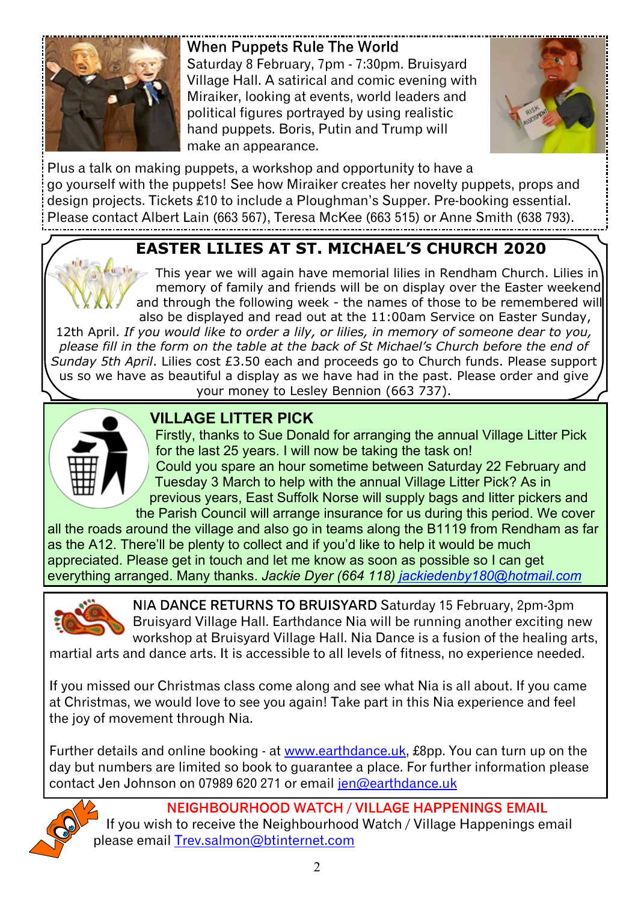## When Puppets Rule The World

Saturday 8 February, 7pm - 7:30pm. Bruisyard Village Hall. A satirical and comic evening with Miraiker, looking at events, world leaders and political figures portrayed by using realistic hand puppets. Boris, Putin and Trump will make an appearance.

Plus a talk on making puppets, a workshop and opportunity to have a go yourself with the puppets! See how Miraiker creates her novelty puppets, props and design projects. Tickets £10 to include a Ploughman's Supper. Pre-booking essential. Please contact Albert Lain (663 567), Teresa McKee (663 515) or Anne Smith (638 793).

## EASTER LILIES AT ST. MICHAEL'S CHURCH 2020

This year we will again have memorial lilies in Rendham Church. Lilies in memory of family and friends will be on display over the Easter weekend and through the following week - the names of those to be remembered will also be displayed and read out at the 11:00am Service on Easter Sunday, 12th April. *If you would like to order a lily, or lilies, in memory of someone dear to you, please fill in the form on the table at the back of St Michael's Church before the end of Sunday 5th April*. Lilies cost £3.50 each and proceeds go to Church funds. Please support us so we have as beautiful a display as we have had in the past. Please order and give your money to Lesley Bennion (663 737).

## VILLAGE LITTER PICK

Firstly, thanks to Sue Donald for arranging the annual Village Litter Pick for the last 25 years. I will now be taking the task on!

Could you spare an hour sometime between Saturday 22 February and Tuesday 3 March to help with the annual Village Litter Pick? As in previous years, East Suffolk Norse will supply bags and litter pickers and the Parish Council will arrange insurance for us during this period. We cover all the roads around the village and also go in teams along the B1119 from Rendham as far as the A12. There'll be plenty to collect and if you'd like to help it would be much appreciated. Please get in touch and let me know as soon as possible so I can get everything arranged. Many thanks. *Jackie Dyer (664 118) jackiedenby180@hotmail.com*

## NIA DANCE RETURNS TO BRUISYARD

Saturday 15 February, 2pm-3pm Bruisyard Village Hall. Earthdance Nia will be running another exciting new workshop at Bruisyard Village Hall. Nia Dance is a fusion of the healing arts, martial arts and dance arts. It is accessible to all levels of fitness, no experience needed.

If you missed our Christmas class come along and see what Nia is all about. If you came at Christmas, we would love to see you again! Take part in this Nia experience and feel the joy of movement through Nia.

Further details and online booking - at www.earthdance.uk, £8pp. You can turn up on the day but numbers are limited so book to guarantee a place. For further information please contact Jen Johnson on 07989 620 271 or email jen@earthdance.uk

## NEIGHBOURHOOD WATCH / VILLAGE HAPPENINGS EMAIL

If you wish to receive the Neighbourhood Watch / Village Happenings email please email Trev.salmon@btinternet.com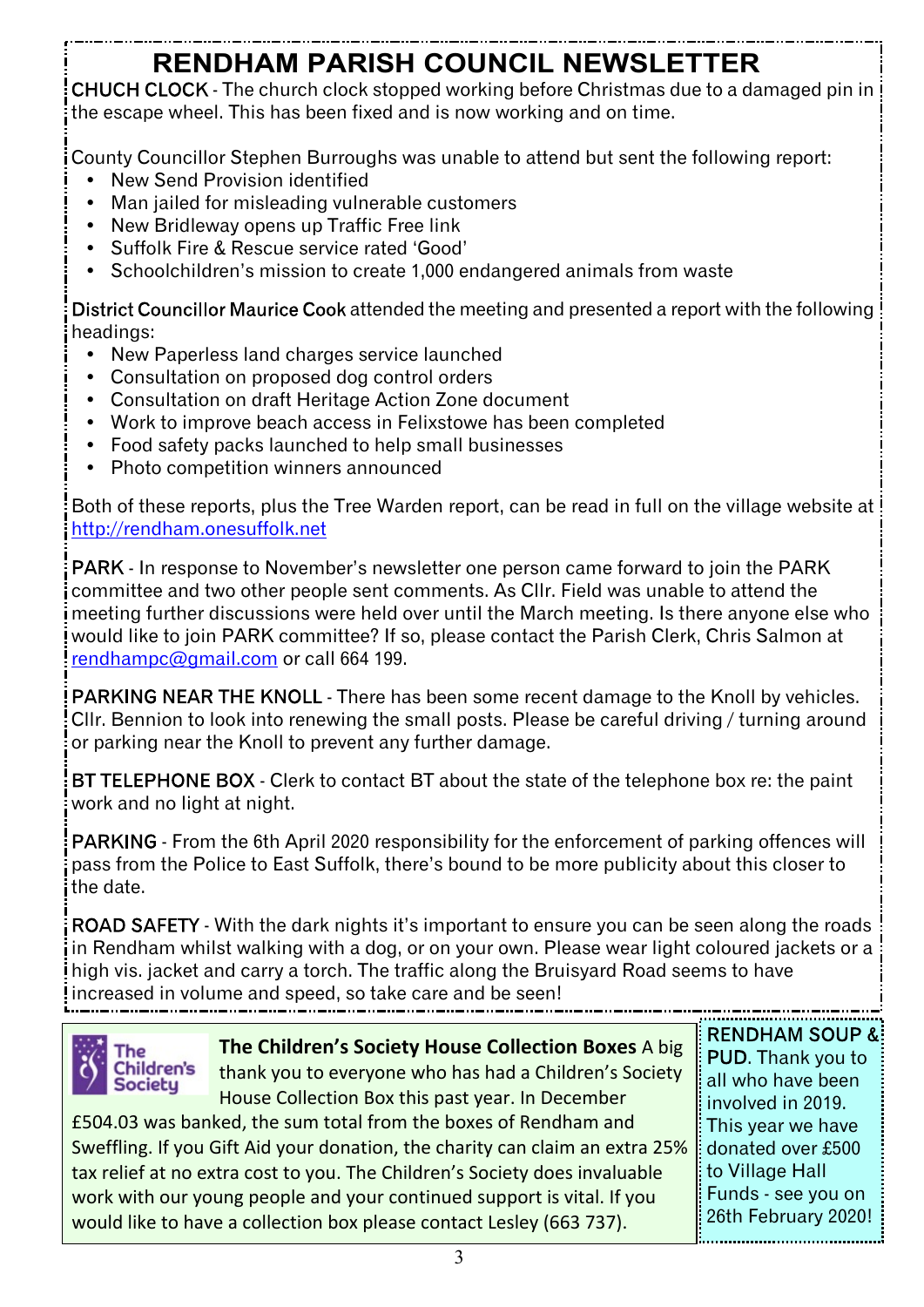# RENDHAM PARISH COUNCIL NEWSLETTER

**CHUCH CLOCK** - The church clock stopped working before Christmas due to a damaged pin in the escape wheel. This has been fixed and is now working and on time.

County Councillor Stephen Burroughs was unable to attend but sent the following report:

- New Send Provision identified
- Man jailed for misleading vulnerable customers
- New Bridleway opens up Traffic Free link
- Suffolk Fire & Rescue service rated 'Good'
- Schoolchildren's mission to create 1,000 endangered animals from waste

**District Councillor Maurice Cook** attended the meeting and presented a report with the following headings:

- New Paperless land charges service launched
- Consultation on proposed dog control orders
- Consultation on draft Heritage Action Zone document
- Work to improve beach access in Felixstowe has been completed
- Food safety packs launched to help small businesses
- Photo competition winners announced

Both of these reports, plus the Tree Warden report, can be read in full on the village website at http://rendham.onesuffolk.net

**PARK** - In response to November's newsletter one person came forward to join the PARK committee and two other people sent comments. As Cllr. Field was unable to attend the meeting further discussions were held over until the March meeting. Is there anyone else who would like to join PARK committee? If so, please contact the Parish Clerk, Chris Salmon at rendhampc@gmail.com or call 664 199.

**PARKING NEAR THE KNOLL** - There has been some recent damage to the Knoll by vehicles. Cllr. Bennion to look into renewing the small posts. Please be careful driving / turning around or parking near the Knoll to prevent any further damage.

**BT TELEPHONE BOX** - Clerk to contact BT about the state of the telephone box re: the paint work and no light at night.

**PARKING** - From the 6th April 2020 responsibility for the enforcement of parking offences will pass from the Police to East Suffolk, there's bound to be more publicity about this closer to the date.

**ROAD SAFETY** - With the dark nights it's important to ensure you can be seen along the roads in Rendham whilst walking with a dog, or on your own. Please wear light coloured jackets or a high vis. jacket and carry a torch. The traffic along the Bruisyard Road seems to have increased in volume and speed, so take care and be seen!

The Children's Society

**The Children's Society House Collection Boxes** A big thank you to everyone who has had a Children's Society House Collection Box this past year. In December £504.03 was banked, the sum total from the boxes of Rendham and Sweffling. If you Gift Aid your donation, the charity can claim an extra 25% tax relief at no extra cost to you. The Children's Society does invaluable work with our young people and your continued support is vital. If you would like to have a collection box please contact Lesley (663 737).

**RENDHAM SOUP & PUD**. Thank you to all who have been involved in 2019. This year we have donated over £500 to Village Hall Funds - see you on 26th February 2020!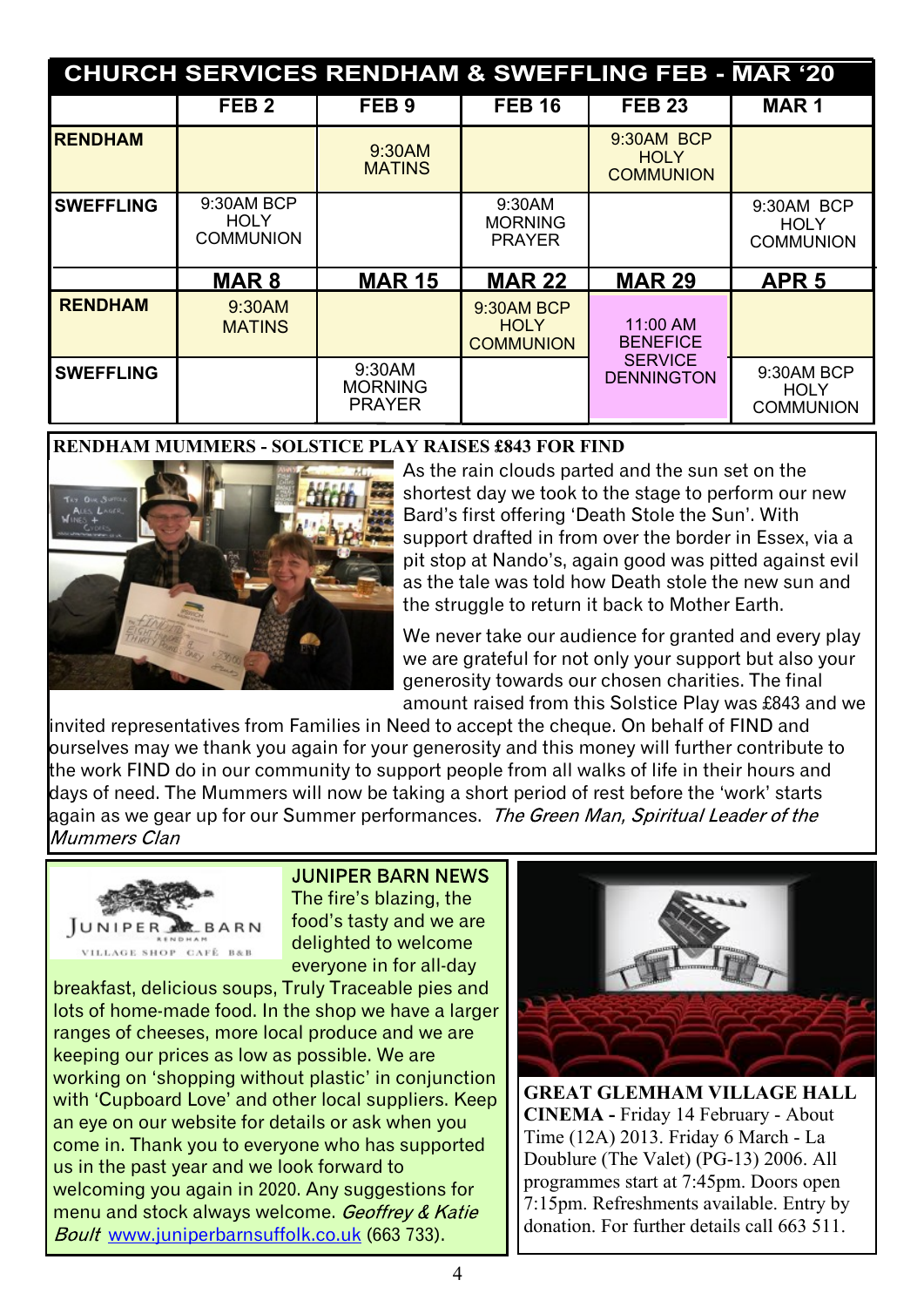## CHURCH SERVICES RENDHAM & SWEFFLING FEB - MAR '20

| | FEB 2 | FEB 9 | FEB 16 | FEB 23 | MAR 1 |
|---|---|---|---|---|---|
| **RENDHAM** | | 9:30AM MATINS | | 9:30AM BCP HOLY COMMUNION | |
| **SWEFFLING** | 9:30AM BCP HOLY COMMUNION | | 9:30AM MORNING PRAYER | | 9:30AM BCP HOLY COMMUNION |
| | **MAR 8** | **MAR 15** | **MAR 22** | **MAR 29** | **APR 5** |
| **RENDHAM** | 9:30AM MATINS | | 9:30AM BCP HOLY COMMUNION | 11:00 AM BENEFICE SERVICE DENNINGTON | |
| **SWEFFLING** | | 9:30AM MORNING PRAYER | | | 9:30AM BCP HOLY COMMUNION |

### RENDHAM MUMMERS - SOLSTICE PLAY RAISES £843 FOR FIND

As the rain clouds parted and the sun set on the shortest day we took to the stage to perform our new Bard's first offering 'Death Stole the Sun'. With support drafted in from over the border in Essex, via a pit stop at Nando's, again good was pitted against evil as the tale was told how Death stole the new sun and the struggle to return it back to Mother Earth.

We never take our audience for granted and every play we are grateful for not only your support but also your generosity towards our chosen charities. The final amount raised from this Solstice Play was £843 and we invited representatives from Families in Need to accept the cheque. On behalf of FIND and ourselves may we thank you again for your generosity and this money will further contribute to the work FIND do in our community to support people from all walks of life in their hours and days of need. The Mummers will now be taking a short period of rest before the 'work' starts again as we gear up for our Summer performances. *The Green Man, Spiritual Leader of the Mummers Clan*

### JUNIPER BARN NEWS

The fire's blazing, the food's tasty and we are delighted to welcome everyone in for all-day breakfast, delicious soups, Truly Traceable pies and lots of home-made food. In the shop we have a larger ranges of cheeses, more local produce and we are keeping our prices as low as possible. We are working on 'shopping without plastic' in conjunction with 'Cupboard Love' and other local suppliers. Keep an eye on our website for details or ask when you come in. Thank you to everyone who has supported us in the past year and we look forward to welcoming you again in 2020. Any suggestions for menu and stock always welcome. *Geoffrey & Katie Boult* www.juniperbarnsuffolk.co.uk (663 733).

**GREAT GLEMHAM VILLAGE HALL CINEMA -** Friday 14 February - About Time (12A) 2013. Friday 6 March - La Doublure (The Valet) (PG-13) 2006. All programmes start at 7:45pm. Doors open 7:15pm. Refreshments available. Entry by donation. For further details call 663 511.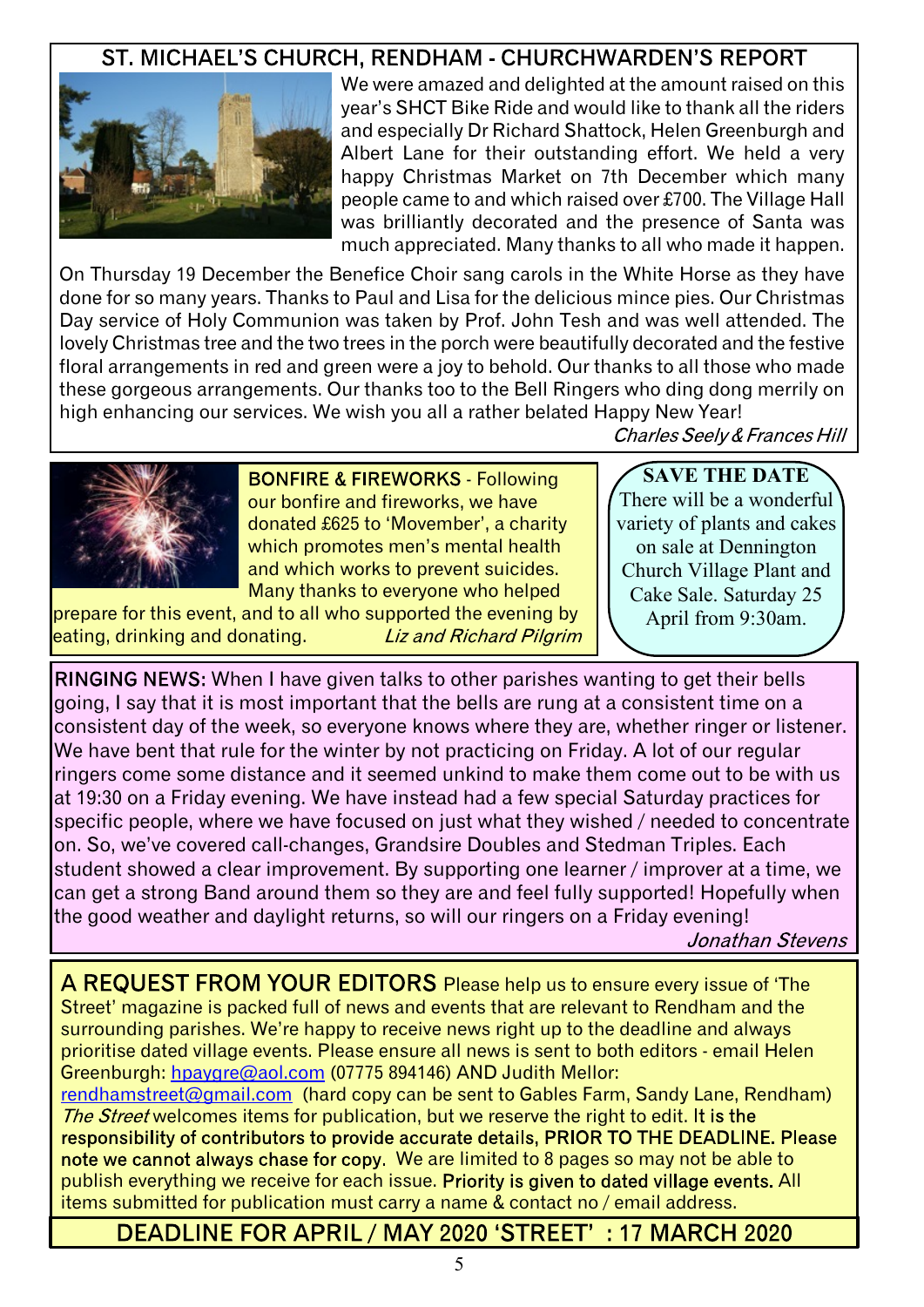## ST. MICHAEL'S CHURCH, RENDHAM - CHURCHWARDEN'S REPORT

We were amazed and delighted at the amount raised on this year's SHCT Bike Ride and would like to thank all the riders and especially Dr Richard Shattock, Helen Greenburgh and Albert Lane for their outstanding effort. We held a very happy Christmas Market on 7th December which many people came to and which raised over £700. The Village Hall was brilliantly decorated and the presence of Santa was much appreciated. Many thanks to all who made it happen.

On Thursday 19 December the Benefice Choir sang carols in the White Horse as they have done for so many years. Thanks to Paul and Lisa for the delicious mince pies. Our Christmas Day service of Holy Communion was taken by Prof. John Tesh and was well attended. The lovely Christmas tree and the two trees in the porch were beautifully decorated and the festive floral arrangements in red and green were a joy to behold. Our thanks to all those who made these gorgeous arrangements. Our thanks too to the Bell Ringers who ding dong merrily on high enhancing our services. We wish you all a rather belated Happy New Year!

*Charles Seely & Frances Hill*

**BONFIRE & FIREWORKS** - Following our bonfire and fireworks, we have donated £625 to 'Movember', a charity which promotes men's mental health and which works to prevent suicides. Many thanks to everyone who helped prepare for this event, and to all who supported the evening by eating, drinking and donating. *Liz and Richard Pilgrim*

**SAVE THE DATE**

There will be a wonderful variety of plants and cakes on sale at Dennington Church Village Plant and Cake Sale. Saturday 25 April from 9:30am.

**RINGING NEWS:** When I have given talks to other parishes wanting to get their bells going, I say that it is most important that the bells are rung at a consistent time on a consistent day of the week, so everyone knows where they are, whether ringer or listener. We have bent that rule for the winter by not practicing on Friday. A lot of our regular ringers come some distance and it seemed unkind to make them come out to be with us at 19:30 on a Friday evening. We have instead had a few special Saturday practices for specific people, where we have focused on just what they wished / needed to concentrate on. So, we've covered call-changes, Grandsire Doubles and Stedman Triples. Each student showed a clear improvement. By supporting one learner / improver at a time, we can get a strong Band around them so they are and feel fully supported! Hopefully when the good weather and daylight returns, so will our ringers on a Friday evening!

*Jonathan Stevens*

**A REQUEST FROM YOUR EDITORS** Please help us to ensure every issue of 'The Street' magazine is packed full of news and events that are relevant to Rendham and the surrounding parishes. We're happy to receive news right up to the deadline and always prioritise dated village events. Please ensure all news is sent to both editors - email Helen Greenburgh: hpaygre@aol.com (07775 894146) AND Judith Mellor: rendhamstreet@gmail.com (hard copy can be sent to Gables Farm, Sandy Lane, Rendham) *The Street* welcomes items for publication, but we reserve the right to edit. **It is the responsibility of contributors to provide accurate details, PRIOR TO THE DEADLINE. Please note we cannot always chase for copy**. We are limited to 8 pages so may not be able to publish everything we receive for each issue. **Priority is given to dated village events.** All items submitted for publication must carry a name & contact no / email address.

**DEADLINE FOR APRIL / MAY 2020 'STREET' : 17 MARCH 2020**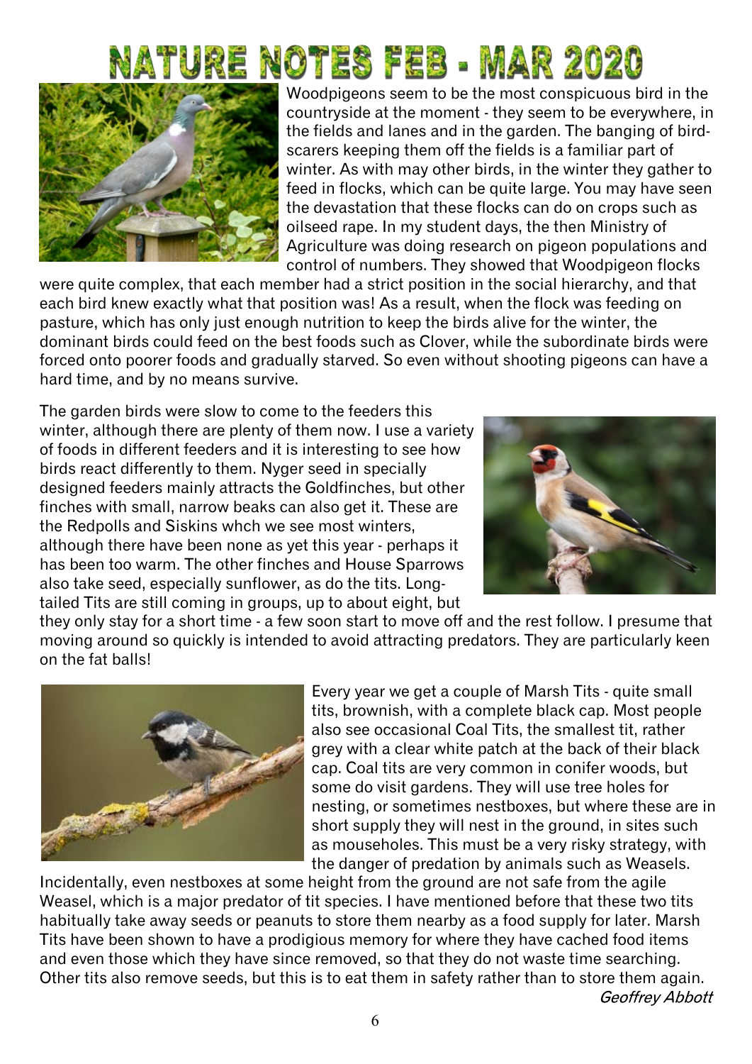# NATURE NOTES FEB - MAR 2020

Woodpigeons seem to be the most conspicuous bird in the countryside at the moment - they seem to be everywhere, in the fields and lanes and in the garden. The banging of bird-scarers keeping them off the fields is a familiar part of winter. As with may other birds, in the winter they gather to feed in flocks, which can be quite large. You may have seen the devastation that these flocks can do on crops such as oilseed rape. In my student days, the then Ministry of Agriculture was doing research on pigeon populations and control of numbers. They showed that Woodpigeon flocks were quite complex, that each member had a strict position in the social hierarchy, and that each bird knew exactly what that position was! As a result, when the flock was feeding on pasture, which has only just enough nutrition to keep the birds alive for the winter, the dominant birds could feed on the best foods such as Clover, while the subordinate birds were forced onto poorer foods and gradually starved. So even without shooting pigeons can have a hard time, and by no means survive.

The garden birds were slow to come to the feeders this winter, although there are plenty of them now. I use a variety of foods in different feeders and it is interesting to see how birds react differently to them. Nyger seed in specially designed feeders mainly attracts the Goldfinches, but other finches with small, narrow beaks can also get it. These are the Redpolls and Siskins whch we see most winters, although there have been none as yet this year - perhaps it has been too warm. The other finches and House Sparrows also take seed, especially sunflower, as do the tits. Long-tailed Tits are still coming in groups, up to about eight, but they only stay for a short time - a few soon start to move off and the rest follow. I presume that moving around so quickly is intended to avoid attracting predators. They are particularly keen on the fat balls!

Every year we get a couple of Marsh Tits - quite small tits, brownish, with a complete black cap. Most people also see occasional Coal Tits, the smallest tit, rather grey with a clear white patch at the back of their black cap. Coal tits are very common in conifer woods, but some do visit gardens. They will use tree holes for nesting, or sometimes nestboxes, but where these are in short supply they will nest in the ground, in sites such as mouseholes. This must be a very risky strategy, with the danger of predation by animals such as Weasels. Incidentally, even nestboxes at some height from the ground are not safe from the agile Weasel, which is a major predator of tit species. I have mentioned before that these two tits habitually take away seeds or peanuts to store them nearby as a food supply for later. Marsh Tits have been shown to have a prodigious memory for where they have cached food items and even those which they have since removed, so that they do not waste time searching. Other tits also remove seeds, but this is to eat them in safety rather than to store them again.

*Geoffrey Abbott*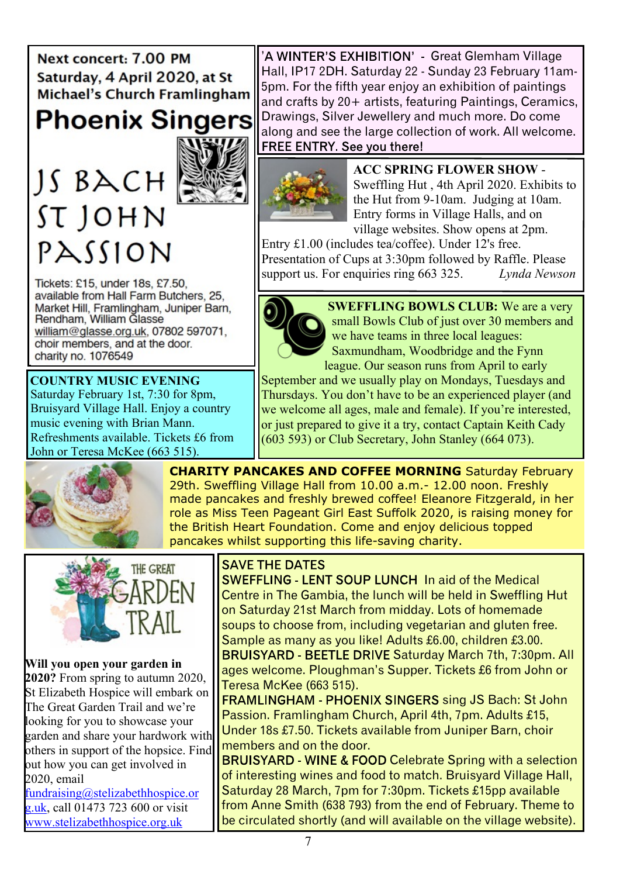**Next concert: 7.00 PM Saturday, 4 April 2020, at St Michael's Church Framlingham**

# Phoenix Singers

## JS BACH ST JOHN PASSION

Tickets: £15, under 18s, £7.50, available from Hall Farm Butchers, 25, Market Hill, Framlingham, Juniper Barn, Rendham, William Glasse william@glasse.org.uk, 07802 597071, choir members, and at the door. charity no. 1076549

**COUNTRY MUSIC EVENING**
Saturday February 1st, 7:30 for 8pm, Bruisyard Village Hall. Enjoy a country music evening with Brian Mann. Refreshments available. Tickets £6 from John or Teresa McKee (663 515).

'A WINTER'S EXHIBITION' - Great Glemham Village Hall, IP17 2DH. Saturday 22 - Sunday 23 February 11am-5pm. For the fifth year enjoy an exhibition of paintings and crafts by 20+ artists, featuring Paintings, Ceramics, Drawings, Silver Jewellery and much more. Do come along and see the large collection of work. All welcome. FREE ENTRY. See you there!

**ACC SPRING FLOWER SHOW** - Sweffling Hut , 4th April 2020. Exhibits to the Hut from 9-10am. Judging at 10am. Entry forms in Village Halls, and on village websites. Show opens at 2pm. Entry £1.00 (includes tea/coffee). Under 12's free. Presentation of Cups at 3:30pm followed by Raffle. Please support us. For enquiries ring 663 325. *Lynda Newson*

**SWEFFLING BOWLS CLUB:** We are a very small Bowls Club of just over 30 members and we have teams in three local leagues: Saxmundham, Woodbridge and the Fynn league. Our season runs from April to early September and we usually play on Mondays, Tuesdays and Thursdays. You don't have to be an experienced player (and we welcome all ages, male and female). If you're interested, or just prepared to give it a try, contact Captain Keith Cady (603 593) or Club Secretary, John Stanley (664 073).

**CHARITY PANCAKES AND COFFEE MORNING** Saturday February 29th. Sweffling Village Hall from 10.00 a.m.- 12.00 noon. Freshly made pancakes and freshly brewed coffee! Eleanore Fitzgerald, in her role as Miss Teen Pageant Girl East Suffolk 2020, is raising money for the British Heart Foundation. Come and enjoy delicious topped pancakes whilst supporting this life-saving charity.

THE GREAT GARDEN TRAIL

**Will you open your garden in 2020?** From spring to autumn 2020, St Elizabeth Hospice will embark on The Great Garden Trail and we're looking for you to showcase your garden and share your hardwork with others in support of the hopsice. Find out how you can get involved in 2020, email fundraising@stelizabethhospice.org.uk, call 01473 723 600 or visit www.stelizabethhospice.org.uk

SAVE THE DATES

SWEFFLING - LENT SOUP LUNCH In aid of the Medical Centre in The Gambia, the lunch will be held in Sweffling Hut on Saturday 21st March from midday. Lots of homemade soups to choose from, including vegetarian and gluten free. Sample as many as you like! Adults £6.00, children £3.00.

BRUISYARD - BEETLE DRIVE Saturday March 7th, 7:30pm. All ages welcome. Ploughman's Supper. Tickets £6 from John or Teresa McKee (663 515).

FRAMLINGHAM - PHOENIX SINGERS sing JS Bach: St John Passion. Framlingham Church, April 4th, 7pm. Adults £15, Under 18s £7.50. Tickets available from Juniper Barn, choir members and on the door.

BRUISYARD - WINE & FOOD Celebrate Spring with a selection of interesting wines and food to match. Bruisyard Village Hall, Saturday 28 March, 7pm for 7:30pm. Tickets £15pp available from Anne Smith (638 793) from the end of February. Theme to be circulated shortly (and will available on the village website).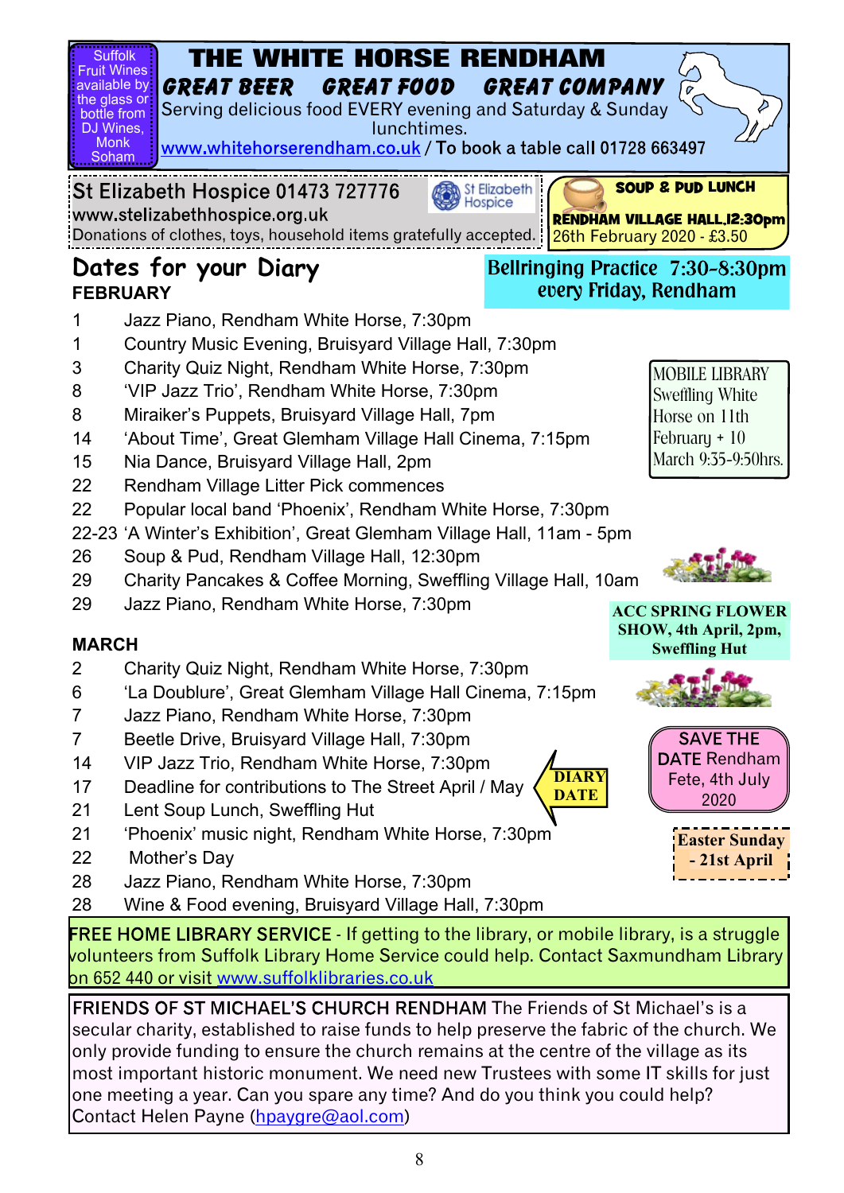Suffolk Fruit Wines available by the glass or bottle from DJ Wines, Monk Soham

# THE WHITE HORSE RENDHAM

**GREAT BEER GREAT FOOD GREAT COMPANY**

Serving delicious food EVERY evening and Saturday & Sunday lunchtimes.

www.whitehorserendham.co.uk / To book a table call 01728 663497

St Elizabeth Hospice 01473 727776
www.stelizabethhospice.org.uk
Donations of clothes, toys, household items gratefully accepted.

**SOUP & PUD LUNCH**
**RENDHAM VILLAGE HALL,12:30pm**
26th February 2020 - £3.50

## Dates for your Diary

Bellringing Practice 7:30-8:30pm every Friday, Rendham

### FEBRUARY

| | |
|---|---|
| 1 | Jazz Piano, Rendham White Horse, 7:30pm |
| 1 | Country Music Evening, Bruisyard Village Hall, 7:30pm |
| 3 | Charity Quiz Night, Rendham White Horse, 7:30pm |
| 8 | 'VIP Jazz Trio', Rendham White Horse, 7:30pm |
| 8 | Miraiker's Puppets, Bruisyard Village Hall, 7pm |
| 14 | 'About Time', Great Glemham Village Hall Cinema, 7:15pm |
| 15 | Nia Dance, Bruisyard Village Hall, 2pm |
| 22 | Rendham Village Litter Pick commences |
| 22 | Popular local band 'Phoenix', Rendham White Horse, 7:30pm |
| 22-23 | 'A Winter's Exhibition', Great Glemham Village Hall, 11am - 5pm |
| 26 | Soup & Pud, Rendham Village Hall, 12:30pm |
| 29 | Charity Pancakes & Coffee Morning, Sweffling Village Hall, 10am |
| 29 | Jazz Piano, Rendham White Horse, 7:30pm |

### MARCH

| | |
|---|---|
| 2 | Charity Quiz Night, Rendham White Horse, 7:30pm |
| 6 | 'La Doublure', Great Glemham Village Hall Cinema, 7:15pm |
| 7 | Jazz Piano, Rendham White Horse, 7:30pm |
| 7 | Beetle Drive, Bruisyard Village Hall, 7:30pm |
| 14 | VIP Jazz Trio, Rendham White Horse, 7:30pm |
| 17 | Deadline for contributions to The Street April / May |
| 21 | Lent Soup Lunch, Sweffling Hut |
| 21 | 'Phoenix' music night, Rendham White Horse, 7:30pm |
| 22 | Mother's Day |
| 28 | Jazz Piano, Rendham White Horse, 7:30pm |
| 28 | Wine & Food evening, Bruisyard Village Hall, 7:30pm |

MOBILE LIBRARY Sweffling White Horse on 11th February + 10 March 9:35-9:50hrs.

**ACC SPRING FLOWER SHOW, 4th April, 2pm, Sweffling Hut**

DIARY DATE

SAVE THE DATE Rendham Fete, 4th July 2020

**Easter Sunday - 21st April**

**FREE HOME LIBRARY SERVICE** - If getting to the library, or mobile library, is a struggle volunteers from Suffolk Library Home Service could help. Contact Saxmundham Library on 652 440 or visit www.suffolklibraries.co.uk

**FRIENDS OF ST MICHAEL'S CHURCH RENDHAM** The Friends of St Michael's is a secular charity, established to raise funds to help preserve the fabric of the church. We only provide funding to ensure the church remains at the centre of the village as its most important historic monument. We need new Trustees with some IT skills for just one meeting a year. Can you spare any time? And do you think you could help? Contact Helen Payne (hpaygre@aol.com)